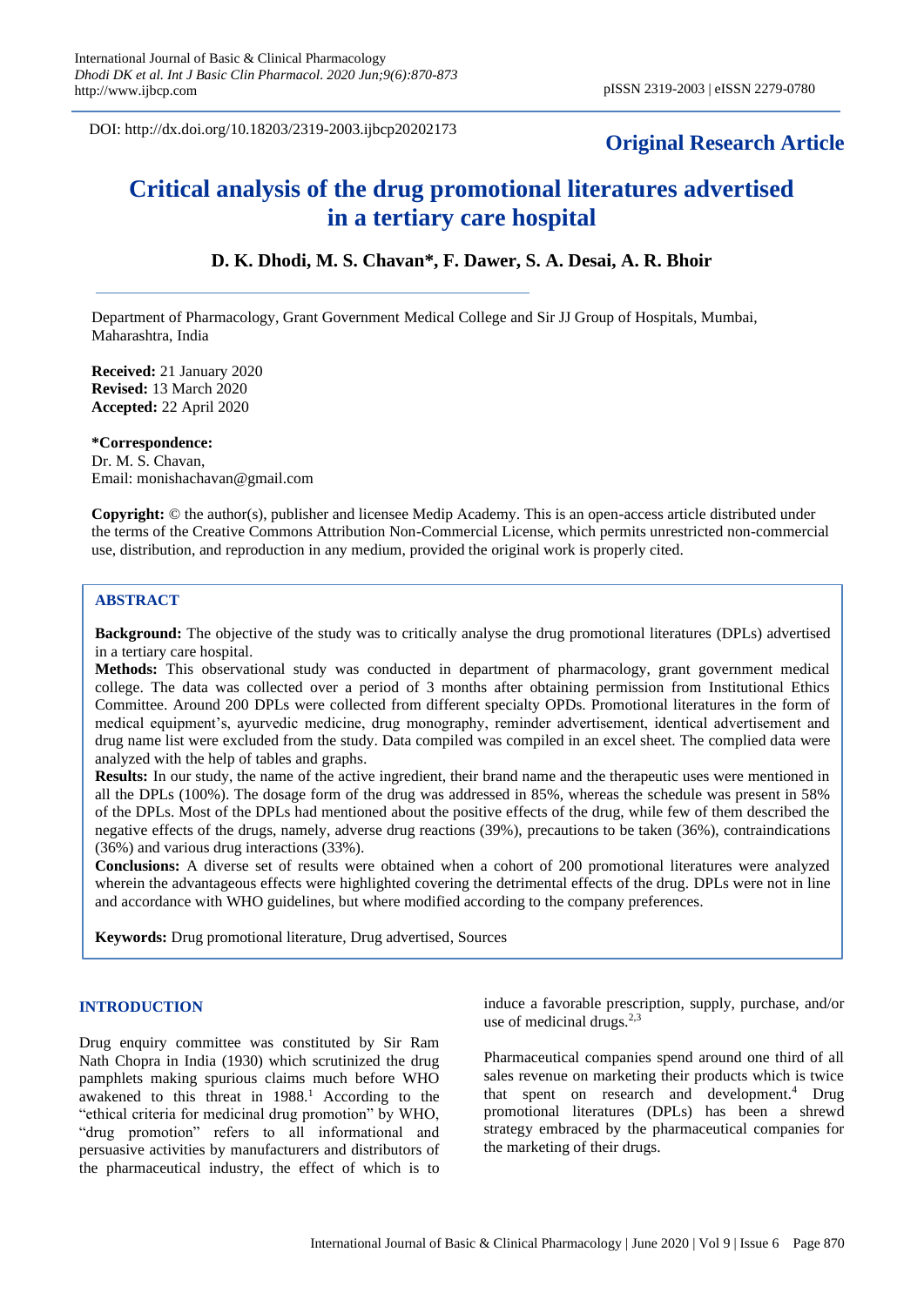DOI: http://dx.doi.org/10.18203/2319-2003.ijbcp20202173

**Original Research Article**

# Critical analysis of the drug promotional literatures advertised in a tertiary care hospital

**D. K. Dhodi, M. S. Chavan\*, F. Dawer, S. A. Desai, A. R. Bhoir**

Department of Pharmacology, Grant Government Medical College and Sir JJ Group of Hospitals, Mumbai, Maharashtra, India

**Received:** 21 January 2020
**Revised:** 13 March 2020
**Accepted:** 22 April 2020

**\*Correspondence:**
Dr. M. S. Chavan,
Email: monishachavan@gmail.com

**Copyright:** © the author(s), publisher and licensee Medip Academy. This is an open-access article distributed under the terms of the Creative Commons Attribution Non-Commercial License, which permits unrestricted non-commercial use, distribution, and reproduction in any medium, provided the original work is properly cited.

## ABSTRACT

**Background:** The objective of the study was to critically analyse the drug promotional literatures (DPLs) advertised in a tertiary care hospital.

**Methods:** This observational study was conducted in department of pharmacology, grant government medical college. The data was collected over a period of 3 months after obtaining permission from Institutional Ethics Committee. Around 200 DPLs were collected from different specialty OPDs. Promotional literatures in the form of medical equipment's, ayurvedic medicine, drug monography, reminder advertisement, identical advertisement and drug name list were excluded from the study. Data compiled was compiled in an excel sheet. The complied data were analyzed with the help of tables and graphs.

**Results:** In our study, the name of the active ingredient, their brand name and the therapeutic uses were mentioned in all the DPLs (100%). The dosage form of the drug was addressed in 85%, whereas the schedule was present in 58% of the DPLs. Most of the DPLs had mentioned about the positive effects of the drug, while few of them described the negative effects of the drugs, namely, adverse drug reactions (39%), precautions to be taken (36%), contraindications (36%) and various drug interactions (33%).

**Conclusions:** A diverse set of results were obtained when a cohort of 200 promotional literatures were analyzed wherein the advantageous effects were highlighted covering the detrimental effects of the drug. DPLs were not in line and accordance with WHO guidelines, but where modified according to the company preferences.

**Keywords:** Drug promotional literature, Drug advertised, Sources

## INTRODUCTION

Drug enquiry committee was constituted by Sir Ram Nath Chopra in India (1930) which scrutinized the drug pamphlets making spurious claims much before WHO awakened to this threat in 1988.[1] According to the "ethical criteria for medicinal drug promotion" by WHO, "drug promotion" refers to all informational and persuasive activities by manufacturers and distributors of the pharmaceutical industry, the effect of which is to induce a favorable prescription, supply, purchase, and/or use of medicinal drugs.[2,3]

Pharmaceutical companies spend around one third of all sales revenue on marketing their products which is twice that spent on research and development.[4] Drug promotional literatures (DPLs) has been a shrewd strategy embraced by the pharmaceutical companies for the marketing of their drugs.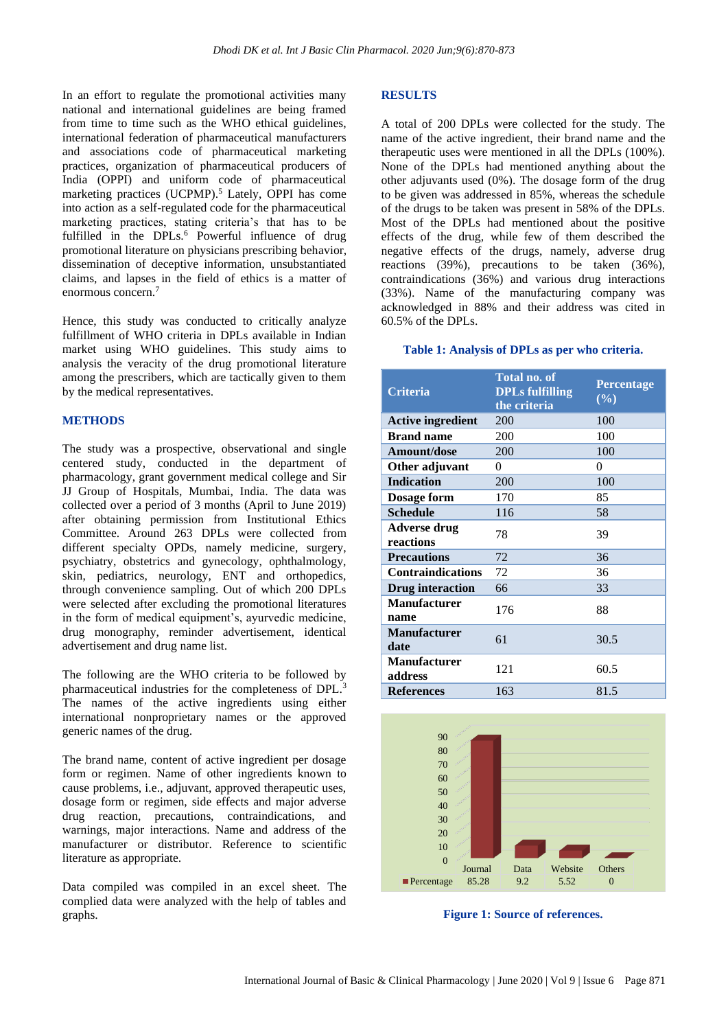In an effort to regulate the promotional activities many national and international guidelines are being framed from time to time such as the WHO ethical guidelines, international federation of pharmaceutical manufacturers and associations code of pharmaceutical marketing practices, organization of pharmaceutical producers of India (OPPI) and uniform code of pharmaceutical marketing practices (UCPMP).[5] Lately, OPPI has come into action as a self-regulated code for the pharmaceutical marketing practices, stating criteria's that has to be fulfilled in the DPLs.[6] Powerful influence of drug promotional literature on physicians prescribing behavior, dissemination of deceptive information, unsubstantiated claims, and lapses in the field of ethics is a matter of enormous concern.[7]

Hence, this study was conducted to critically analyze fulfillment of WHO criteria in DPLs available in Indian market using WHO guidelines. This study aims to analysis the veracity of the drug promotional literature among the prescribers, which are tactically given to them by the medical representatives.

## METHODS

The study was a prospective, observational and single centered study, conducted in the department of pharmacology, grant government medical college and Sir JJ Group of Hospitals, Mumbai, India. The data was collected over a period of 3 months (April to June 2019) after obtaining permission from Institutional Ethics Committee. Around 263 DPLs were collected from different specialty OPDs, namely medicine, surgery, psychiatry, obstetrics and gynecology, ophthalmology, skin, pediatrics, neurology, ENT and orthopedics, through convenience sampling. Out of which 200 DPLs were selected after excluding the promotional literatures in the form of medical equipment's, ayurvedic medicine, drug monography, reminder advertisement, identical advertisement and drug name list.

The following are the WHO criteria to be followed by pharmaceutical industries for the completeness of DPL.[3] The names of the active ingredients using either international nonproprietary names or the approved generic names of the drug.

The brand name, content of active ingredient per dosage form or regimen. Name of other ingredients known to cause problems, i.e., adjuvant, approved therapeutic uses, dosage form or regimen, side effects and major adverse drug reaction, precautions, contraindications, and warnings, major interactions. Name and address of the manufacturer or distributor. Reference to scientific literature as appropriate.

Data compiled was compiled in an excel sheet. The complied data were analyzed with the help of tables and graphs.

## RESULTS

A total of 200 DPLs were collected for the study. The name of the active ingredient, their brand name and the therapeutic uses were mentioned in all the DPLs (100%). None of the DPLs had mentioned anything about the other adjuvants used (0%). The dosage form of the drug to be given was addressed in 85%, whereas the schedule of the drugs to be taken was present in 58% of the DPLs. Most of the DPLs had mentioned about the positive effects of the drug, while few of them described the negative effects of the drugs, namely, adverse drug reactions (39%), precautions to be taken (36%), contraindications (36%) and various drug interactions (33%). Name of the manufacturing company was acknowledged in 88% and their address was cited in 60.5% of the DPLs.

**Table 1: Analysis of DPLs as per who criteria.**

| Criteria | Total no. of DPLs fulfilling the criteria | Percentage (%) |
|---|---|---|
| **Active ingredient** | 200 | 100 |
| **Brand name** | 200 | 100 |
| **Amount/dose** | 200 | 100 |
| **Other adjuvant** | 0 | 0 |
| **Indication** | 200 | 100 |
| **Dosage form** | 170 | 85 |
| **Schedule** | 116 | 58 |
| **Adverse drug reactions** | 78 | 39 |
| **Precautions** | 72 | 36 |
| **Contraindications** | 72 | 36 |
| **Drug interaction** | 66 | 33 |
| **Manufacturer name** | 176 | 88 |
| **Manufacturer date** | 61 | 30.5 |
| **Manufacturer address** | 121 | 60.5 |
| **References** | 163 | 81.5 |

| | Journal | Data | Website | Others |
|---|---|---|---|---|
| Percentage | 85.28 | 9.2 | 5.52 | 0 |

**Figure 1: Source of references.**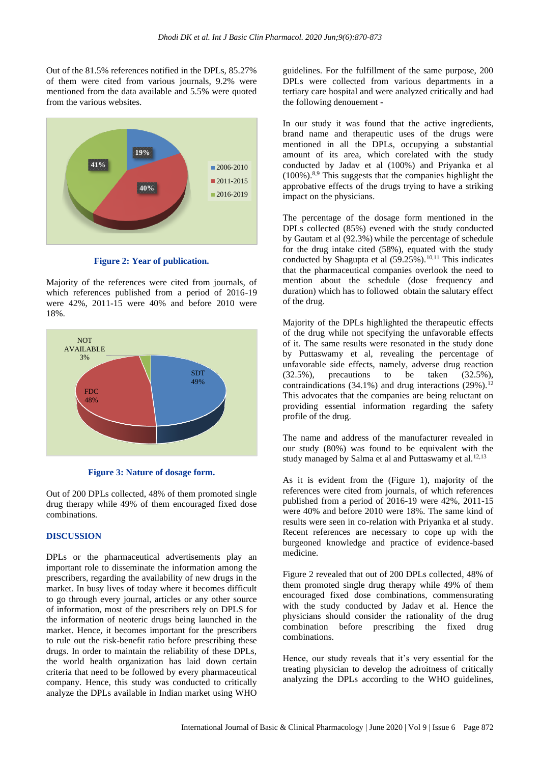Out of the 81.5% references notified in the DPLs, 85.27% of them were cited from various journals, 9.2% were mentioned from the data available and 5.5% were quoted from the various websites.

**Figure 2: Year of publication.**

Majority of the references were cited from journals, of which references published from a period of 2016-19 were 42%, 2011-15 were 40% and before 2010 were 18%.

**Figure 3: Nature of dosage form.**

Out of 200 DPLs collected, 48% of them promoted single drug therapy while 49% of them encouraged fixed dose combinations.

## DISCUSSION

DPLs or the pharmaceutical advertisements play an important role to disseminate the information among the prescribers, regarding the availability of new drugs in the market. In busy lives of today where it becomes difficult to go through every journal, articles or any other source of information, most of the prescribers rely on DPLS for the information of neoteric drugs being launched in the market. Hence, it becomes important for the prescribers to rule out the risk-benefit ratio before prescribing these drugs. In order to maintain the reliability of these DPLs, the world health organization has laid down certain criteria that need to be followed by every pharmaceutical company. Hence, this study was conducted to critically analyze the DPLs available in Indian market using WHO guidelines. For the fulfillment of the same purpose, 200 DPLs were collected from various departments in a tertiary care hospital and were analyzed critically and had the following denouement -

In our study it was found that the active ingredients, brand name and therapeutic uses of the drugs were mentioned in all the DPLs, occupying a substantial amount of its area, which corelated with the study conducted by Jadav et al (100%) and Priyanka et al (100%).[8,9] This suggests that the companies highlight the approbative effects of the drugs trying to have a striking impact on the physicians.

The percentage of the dosage form mentioned in the DPLs collected (85%) evened with the study conducted by Gautam et al (92.3%) while the percentage of schedule for the drug intake cited (58%), equated with the study conducted by Shagupta et al (59.25%).[10,11] This indicates that the pharmaceutical companies overlook the need to mention about the schedule (dose frequency and duration) which has to followed obtain the salutary effect of the drug.

Majority of the DPLs highlighted the therapeutic effects of the drug while not specifying the unfavorable effects of it. The same results were resonated in the study done by Puttaswamy et al, revealing the percentage of unfavorable side effects, namely, adverse drug reaction (32.5%), precautions to be taken (32.5%), contraindications (34.1%) and drug interactions (29%).[12] This advocates that the companies are being reluctant on providing essential information regarding the safety profile of the drug.

The name and address of the manufacturer revealed in our study (80%) was found to be equivalent with the study managed by Salma et al and Puttaswamy et al.[12,13]

As it is evident from the (Figure 1), majority of the references were cited from journals, of which references published from a period of 2016-19 were 42%, 2011-15 were 40% and before 2010 were 18%. The same kind of results were seen in co-relation with Priyanka et al study. Recent references are necessary to cope up with the burgeoned knowledge and practice of evidence-based medicine.

Figure 2 revealed that out of 200 DPLs collected, 48% of them promoted single drug therapy while 49% of them encouraged fixed dose combinations, commensurating with the study conducted by Jadav et al. Hence the physicians should consider the rationality of the drug combination before prescribing the fixed drug combinations.

Hence, our study reveals that it's very essential for the treating physician to develop the adroitness of critically analyzing the DPLs according to the WHO guidelines,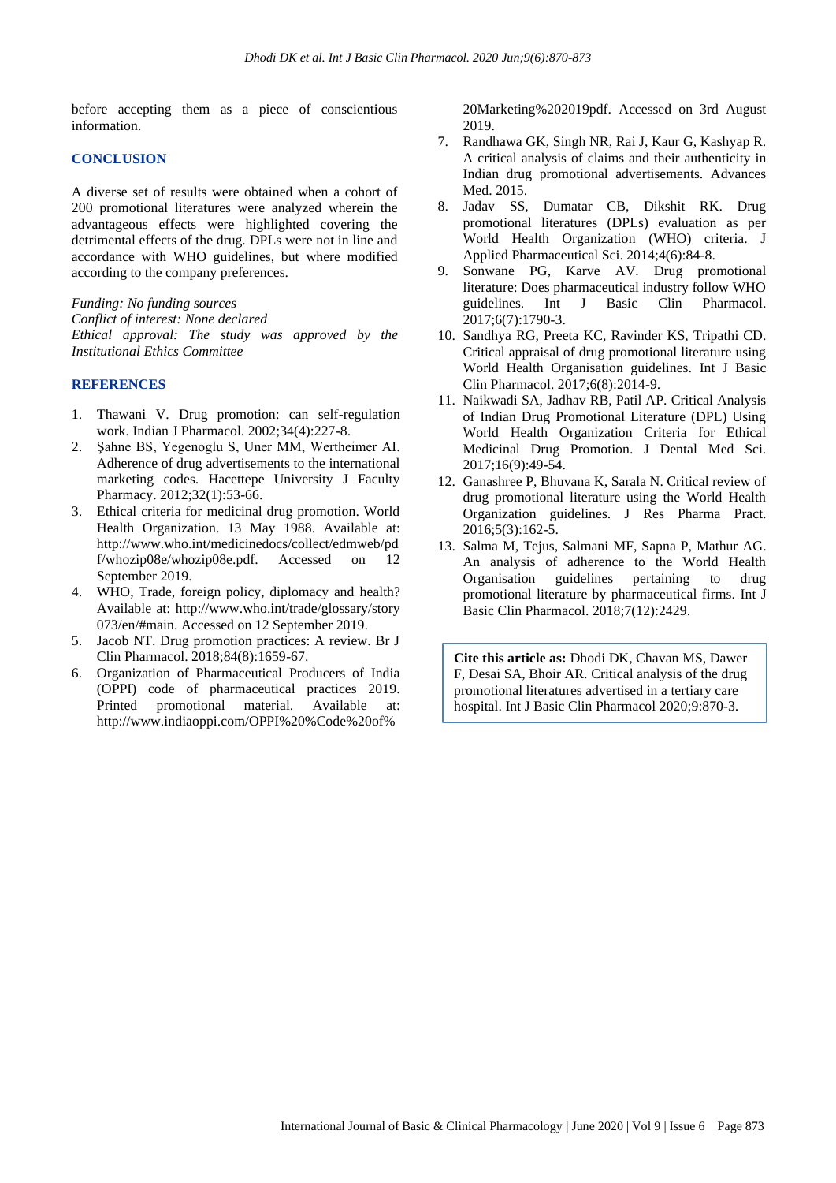before accepting them as a piece of conscientious information.

## CONCLUSION

A diverse set of results were obtained when a cohort of 200 promotional literatures were analyzed wherein the advantageous effects were highlighted covering the detrimental effects of the drug. DPLs were not in line and accordance with WHO guidelines, but where modified according to the company preferences.

*Funding: No funding sources*
*Conflict of interest: None declared*
*Ethical approval: The study was approved by the Institutional Ethics Committee*

## REFERENCES

1. Thawani V. Drug promotion: can self-regulation work. Indian J Pharmacol. 2002;34(4):227-8.
2. Şahne BS, Yegenoglu S, Uner MM, Wertheimer AI. Adherence of drug advertisements to the international marketing codes. Hacettepe University J Faculty Pharmacy. 2012;32(1):53-66.
3. Ethical criteria for medicinal drug promotion. World Health Organization. 13 May 1988. Available at: http://www.who.int/medicinedocs/collect/edmweb/pdf/whozip08e/whozip08e.pdf. Accessed on 12 September 2019.
4. WHO, Trade, foreign policy, diplomacy and health? Available at: http://www.who.int/trade/glossary/story073/en/#main. Accessed on 12 September 2019.
5. Jacob NT. Drug promotion practices: A review. Br J Clin Pharmacol. 2018;84(8):1659-67.
6. Organization of Pharmaceutical Producers of India (OPPI) code of pharmaceutical practices 2019. Printed promotional material. Available at: http://www.indiaoppi.com/OPPI%20%Code%20of%20Marketing%202019pdf. Accessed on 3rd August 2019.
7. Randhawa GK, Singh NR, Rai J, Kaur G, Kashyap R. A critical analysis of claims and their authenticity in Indian drug promotional advertisements. Advances Med. 2015.
8. Jadav SS, Dumatar CB, Dikshit RK. Drug promotional literatures (DPLs) evaluation as per World Health Organization (WHO) criteria. J Applied Pharmaceutical Sci. 2014;4(6):84-8.
9. Sonwane PG, Karve AV. Drug promotional literature: Does pharmaceutical industry follow WHO guidelines. Int J Basic Clin Pharmacol. 2017;6(7):1790-3.
10. Sandhya RG, Preeta KC, Ravinder KS, Tripathi CD. Critical appraisal of drug promotional literature using World Health Organisation guidelines. Int J Basic Clin Pharmacol. 2017;6(8):2014-9.
11. Naikwadi SA, Jadhav RB, Patil AP. Critical Analysis of Indian Drug Promotional Literature (DPL) Using World Health Organization Criteria for Ethical Medicinal Drug Promotion. J Dental Med Sci. 2017;16(9):49-54.
12. Ganashree P, Bhuvana K, Sarala N. Critical review of drug promotional literature using the World Health Organization guidelines. J Res Pharma Pract. 2016;5(3):162-5.
13. Salma M, Tejus, Salmani MF, Sapna P, Mathur AG. An analysis of adherence to the World Health Organisation guidelines pertaining to drug promotional literature by pharmaceutical firms. Int J Basic Clin Pharmacol. 2018;7(12):2429.

**Cite this article as:** Dhodi DK, Chavan MS, Dawer F, Desai SA, Bhoir AR. Critical analysis of the drug promotional literatures advertised in a tertiary care hospital. Int J Basic Clin Pharmacol 2020;9:870-3.